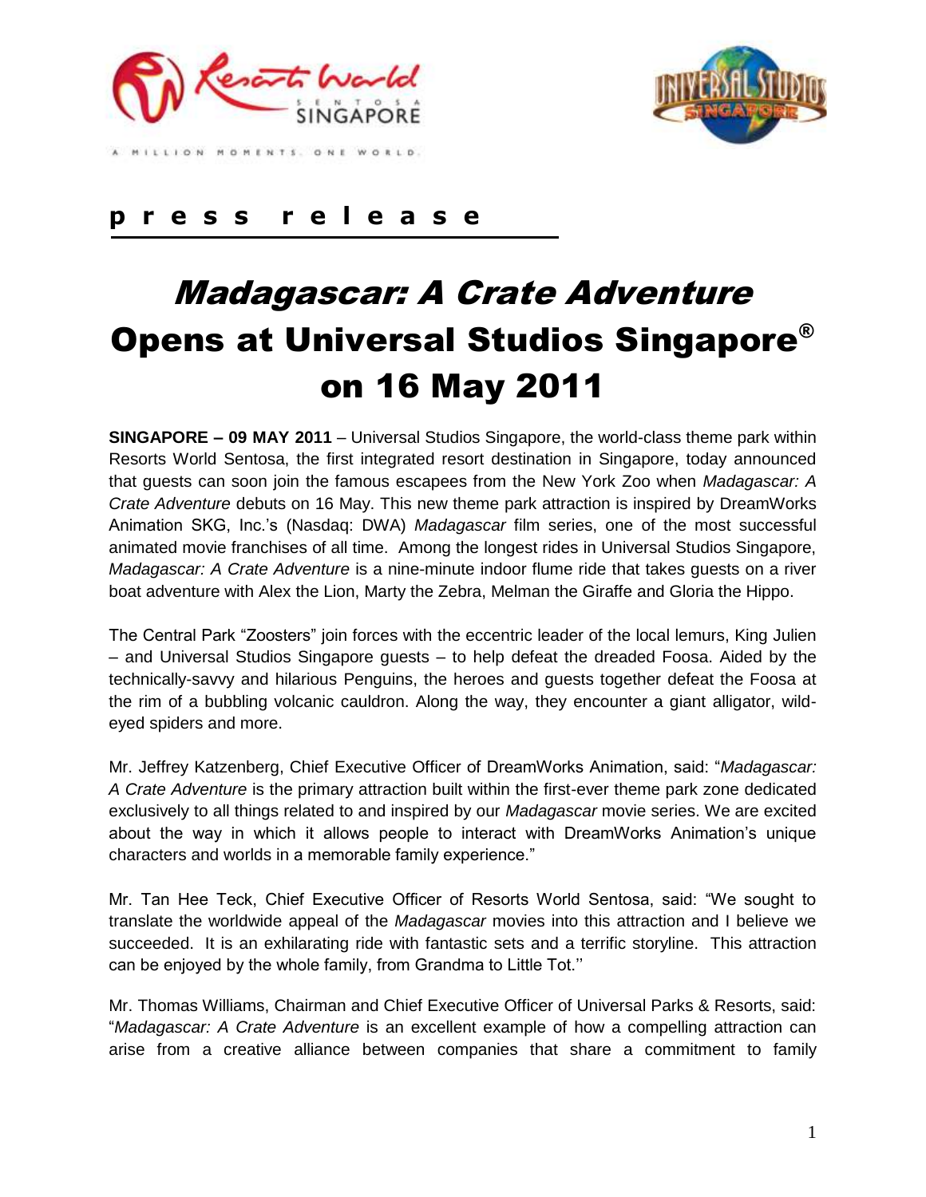**p r e s s r e l e a s e**

# *Madagascar: A Crate Adventure* Opens at Universal Studios Singapore® on 16 May 2011

**SINGAPORE – 09 MAY 2011** – Universal Studios Singapore, the world-class theme park within Resorts World Sentosa, the first integrated resort destination in Singapore, today announced that guests can soon join the famous escapees from the New York Zoo when *Madagascar: A Crate Adventure* debuts on 16 May. This new theme park attraction is inspired by DreamWorks Animation SKG, Inc.'s (Nasdaq: DWA) *Madagascar* film series, one of the most successful animated movie franchises of all time. Among the longest rides in Universal Studios Singapore, *Madagascar: A Crate Adventure* is a nine-minute indoor flume ride that takes guests on a river boat adventure with Alex the Lion, Marty the Zebra, Melman the Giraffe and Gloria the Hippo.

The Central Park "Zoosters" join forces with the eccentric leader of the local lemurs, King Julien – and Universal Studios Singapore guests – to help defeat the dreaded Foosa. Aided by the technically-savvy and hilarious Penguins, the heroes and guests together defeat the Foosa at the rim of a bubbling volcanic cauldron. Along the way, they encounter a giant alligator, wild-eyed spiders and more.

Mr. Jeffrey Katzenberg, Chief Executive Officer of DreamWorks Animation, said: "*Madagascar: A Crate Adventure* is the primary attraction built within the first-ever theme park zone dedicated exclusively to all things related to and inspired by our *Madagascar* movie series. We are excited about the way in which it allows people to interact with DreamWorks Animation's unique characters and worlds in a memorable family experience."

Mr. Tan Hee Teck, Chief Executive Officer of Resorts World Sentosa, said: "We sought to translate the worldwide appeal of the *Madagascar* movies into this attraction and I believe we succeeded. It is an exhilarating ride with fantastic sets and a terrific storyline. This attraction can be enjoyed by the whole family, from Grandma to Little Tot.''

Mr. Thomas Williams, Chairman and Chief Executive Officer of Universal Parks & Resorts, said: "*Madagascar: A Crate Adventure* is an excellent example of how a compelling attraction can arise from a creative alliance between companies that share a commitment to family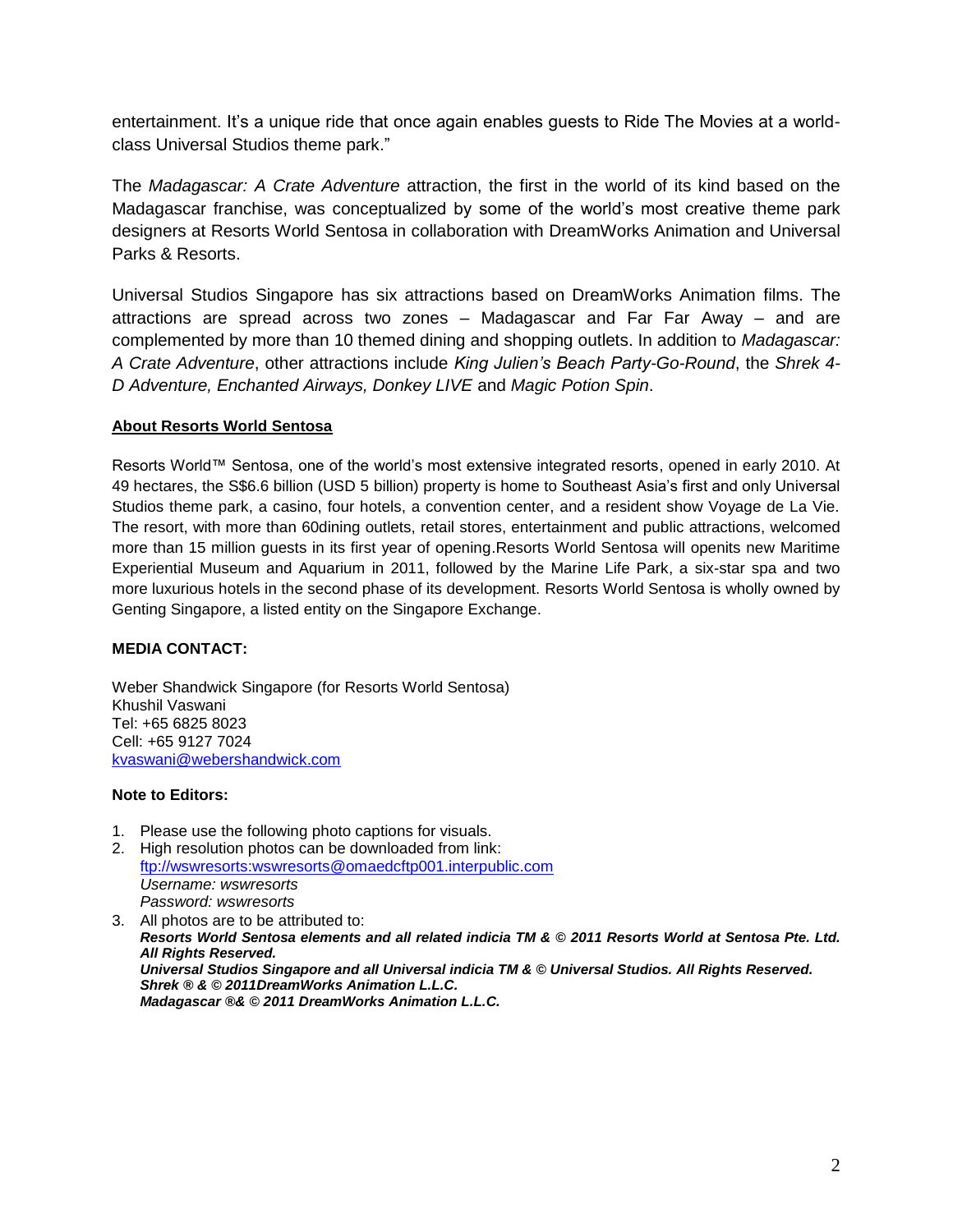entertainment. It's a unique ride that once again enables guests to Ride The Movies at a world-class Universal Studios theme park."

The *Madagascar: A Crate Adventure* attraction, the first in the world of its kind based on the Madagascar franchise, was conceptualized by some of the world's most creative theme park designers at Resorts World Sentosa in collaboration with DreamWorks Animation and Universal Parks & Resorts.

Universal Studios Singapore has six attractions based on DreamWorks Animation films. The attractions are spread across two zones – Madagascar and Far Far Away – and are complemented by more than 10 themed dining and shopping outlets. In addition to *Madagascar: A Crate Adventure*, other attractions include *King Julien's Beach Party-Go-Round*, the *Shrek 4-D Adventure, Enchanted Airways, Donkey LIVE* and *Magic Potion Spin*.

**About Resorts World Sentosa**

Resorts World™ Sentosa, one of the world's most extensive integrated resorts, opened in early 2010. At 49 hectares, the S$6.6 billion (USD 5 billion) property is home to Southeast Asia's first and only Universal Studios theme park, a casino, four hotels, a convention center, and a resident show Voyage de La Vie. The resort, with more than 60dining outlets, retail stores, entertainment and public attractions, welcomed more than 15 million guests in its first year of opening.Resorts World Sentosa will openits new Maritime Experiential Museum and Aquarium in 2011, followed by the Marine Life Park, a six-star spa and two more luxurious hotels in the second phase of its development. Resorts World Sentosa is wholly owned by Genting Singapore, a listed entity on the Singapore Exchange.

**MEDIA CONTACT:**

Weber Shandwick Singapore (for Resorts World Sentosa)
Khushil Vaswani
Tel: +65 6825 8023
Cell: +65 9127 7024
kvaswani@webershandwick.com

**Note to Editors:**

1. Please use the following photo captions for visuals.
2. High resolution photos can be downloaded from link:
   ftp://wswresorts:wswresorts@omaedcftp001.interpublic.com
   *Username: wswresorts*
   *Password: wswresorts*
3. All photos are to be attributed to:
   ***Resorts World Sentosa elements and all related indicia TM & © 2011 Resorts World at Sentosa Pte. Ltd. All Rights Reserved.***
   ***Universal Studios Singapore and all Universal indicia TM & © Universal Studios. All Rights Reserved.***
   ***Shrek ® & © 2011DreamWorks Animation L.L.C.***
   ***Madagascar ®& © 2011 DreamWorks Animation L.L.C.***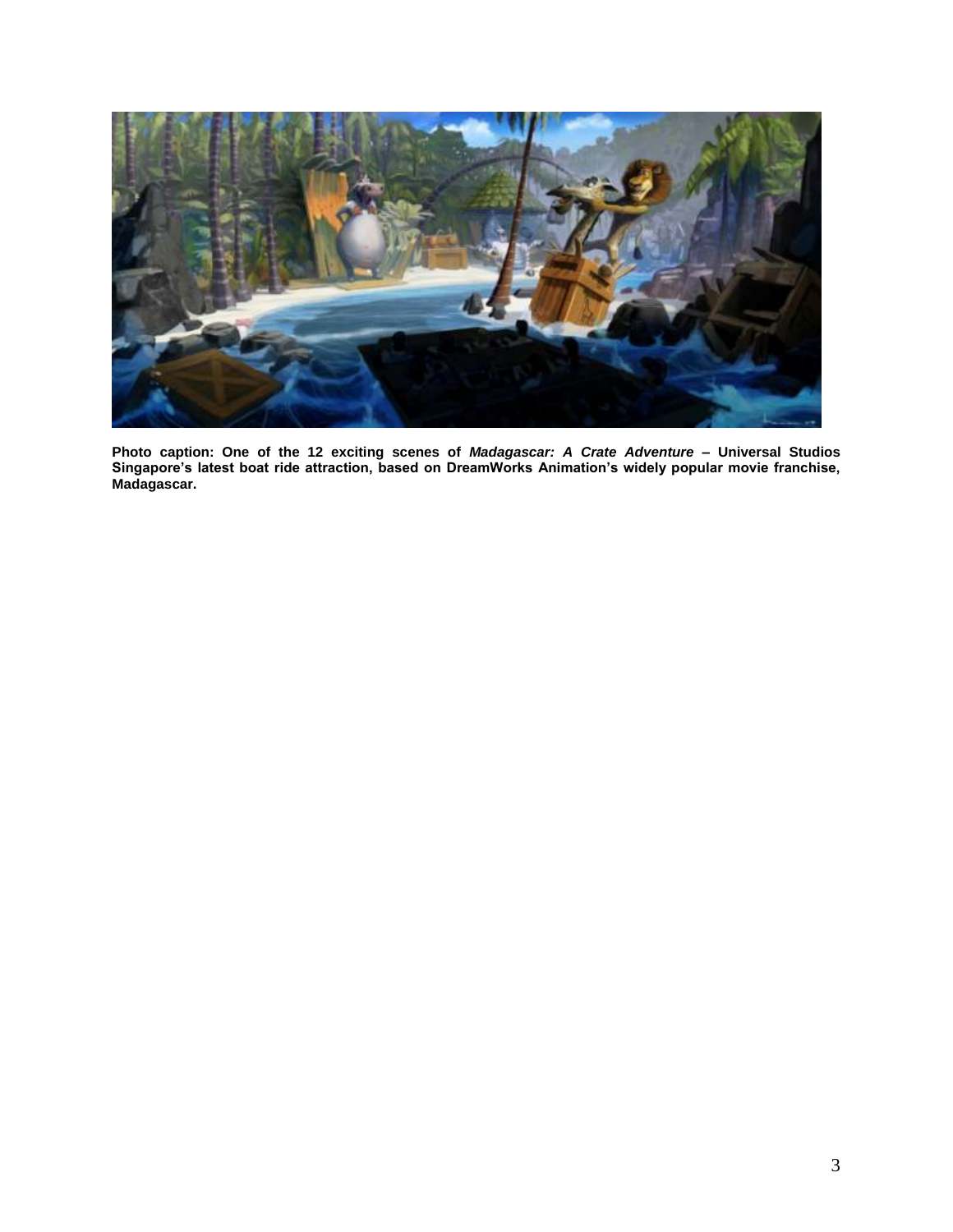**Photo caption: One of the 12 exciting scenes of *Madagascar: A Crate Adventure* – Universal Studios Singapore's latest boat ride attraction, based on DreamWorks Animation's widely popular movie franchise, Madagascar.**